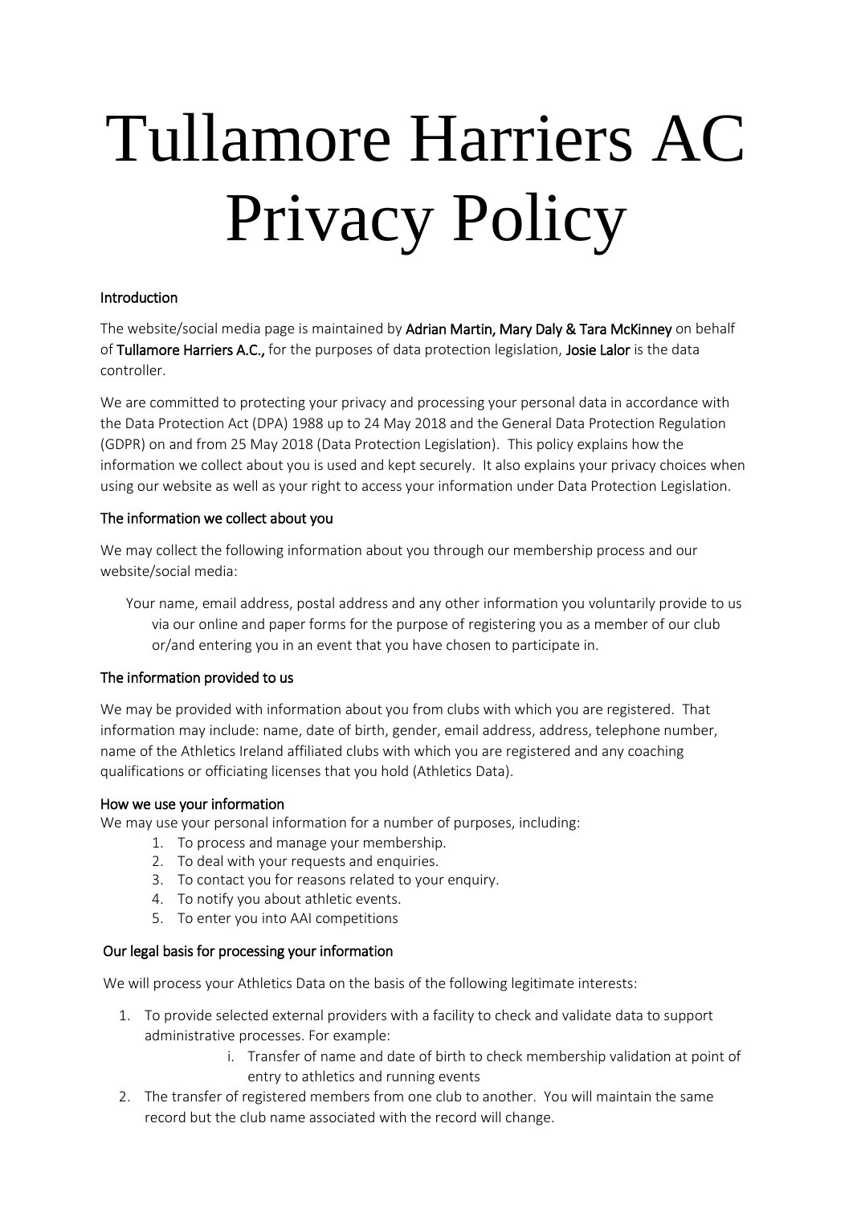# Tullamore Harriers AC Privacy Policy

## Introduction

The website/social media page is maintained by **Adrian Martin, Mary Daly & Tara McKinney** on behalf of **Tullamore Harriers A.C.,** for the purposes of data protection legislation, **Josie Lalor** is the data controller.

We are committed to protecting your privacy and processing your personal data in accordance with the Data Protection Act (DPA) 1988 up to 24 May 2018 and the General Data Protection Regulation (GDPR) on and from 25 May 2018 (Data Protection Legislation). This policy explains how the information we collect about you is used and kept securely. It also explains your privacy choices when using our website as well as your right to access your information under Data Protection Legislation.

## The information we collect about you

We may collect the following information about you through our membership process and our website/social media:

> Your name, email address, postal address and any other information you voluntarily provide to us via our online and paper forms for the purpose of registering you as a member of our club or/and entering you in an event that you have chosen to participate in.

## The information provided to us

We may be provided with information about you from clubs with which you are registered. That information may include: name, date of birth, gender, email address, address, telephone number, name of the Athletics Ireland affiliated clubs with which you are registered and any coaching qualifications or officiating licenses that you hold (Athletics Data).

## How we use your information

We may use your personal information for a number of purposes, including:

1. To process and manage your membership.
2. To deal with your requests and enquiries.
3. To contact you for reasons related to your enquiry.
4. To notify you about athletic events.
5. To enter you into AAI competitions

## Our legal basis for processing your information

We will process your Athletics Data on the basis of the following legitimate interests:

1. To provide selected external providers with a facility to check and validate data to support administrative processes. For example:
    i. Transfer of name and date of birth to check membership validation at point of entry to athletics and running events
2. The transfer of registered members from one club to another. You will maintain the same record but the club name associated with the record will change.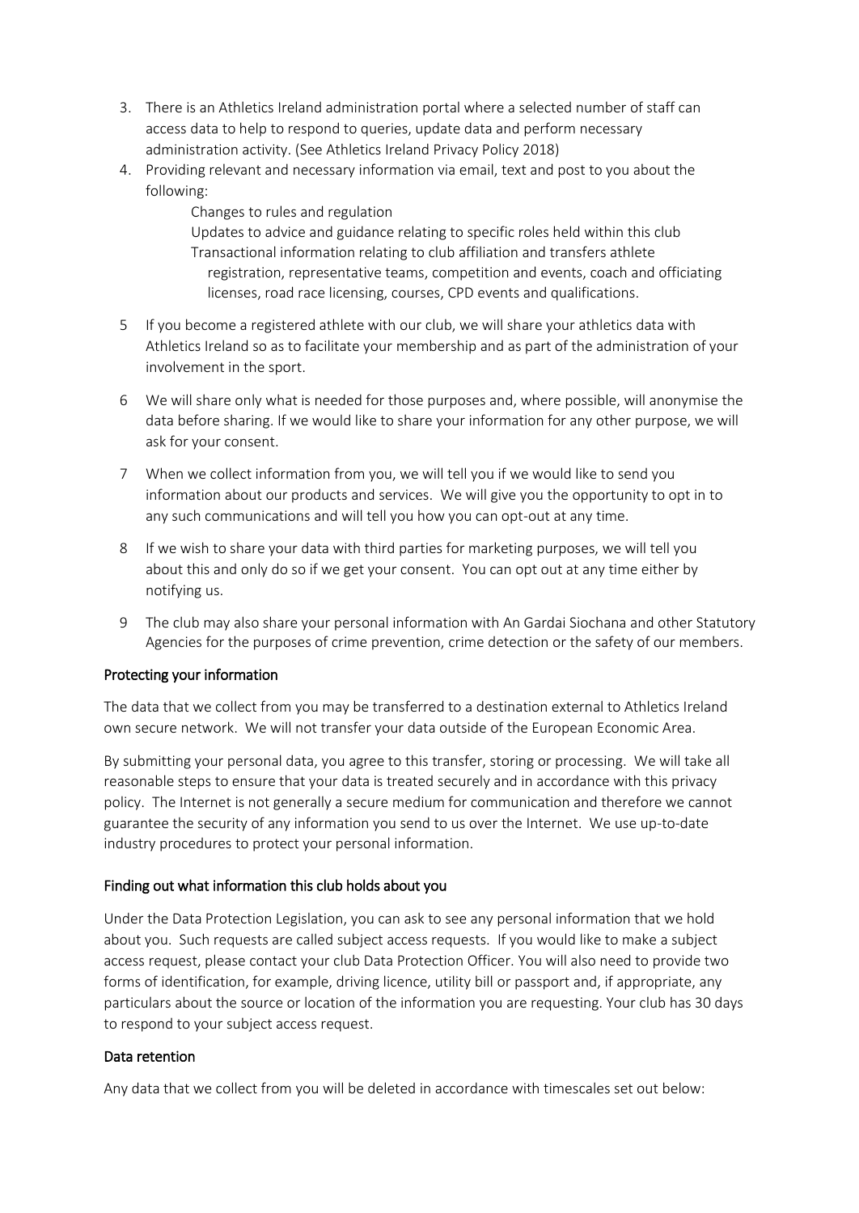3. There is an Athletics Ireland administration portal where a selected number of staff can access data to help to respond to queries, update data and perform necessary administration activity. (See Athletics Ireland Privacy Policy 2018)
4. Providing relevant and necessary information via email, text and post to you about the following:

   Changes to rules and regulation
   Updates to advice and guidance relating to specific roles held within this club
   Transactional information relating to club affiliation and transfers athlete registration, representative teams, competition and events, coach and officiating licenses, road race licensing, courses, CPD events and qualifications.

5 If you become a registered athlete with our club, we will share your athletics data with Athletics Ireland so as to facilitate your membership and as part of the administration of your involvement in the sport.

6 We will share only what is needed for those purposes and, where possible, will anonymise the data before sharing. If we would like to share your information for any other purpose, we will ask for your consent.

7 When we collect information from you, we will tell you if we would like to send you information about our products and services. We will give you the opportunity to opt in to any such communications and will tell you how you can opt-out at any time.

8 If we wish to share your data with third parties for marketing purposes, we will tell you about this and only do so if we get your consent. You can opt out at any time either by notifying us.

9 The club may also share your personal information with An Gardai Siochana and other Statutory Agencies for the purposes of crime prevention, crime detection or the safety of our members.

## Protecting your information

The data that we collect from you may be transferred to a destination external to Athletics Ireland own secure network. We will not transfer your data outside of the European Economic Area.

By submitting your personal data, you agree to this transfer, storing or processing. We will take all reasonable steps to ensure that your data is treated securely and in accordance with this privacy policy. The Internet is not generally a secure medium for communication and therefore we cannot guarantee the security of any information you send to us over the Internet. We use up-to-date industry procedures to protect your personal information.

## Finding out what information this club holds about you

Under the Data Protection Legislation, you can ask to see any personal information that we hold about you. Such requests are called subject access requests. If you would like to make a subject access request, please contact your club Data Protection Officer. You will also need to provide two forms of identification, for example, driving licence, utility bill or passport and, if appropriate, any particulars about the source or location of the information you are requesting. Your club has 30 days to respond to your subject access request.

## Data retention

Any data that we collect from you will be deleted in accordance with timescales set out below: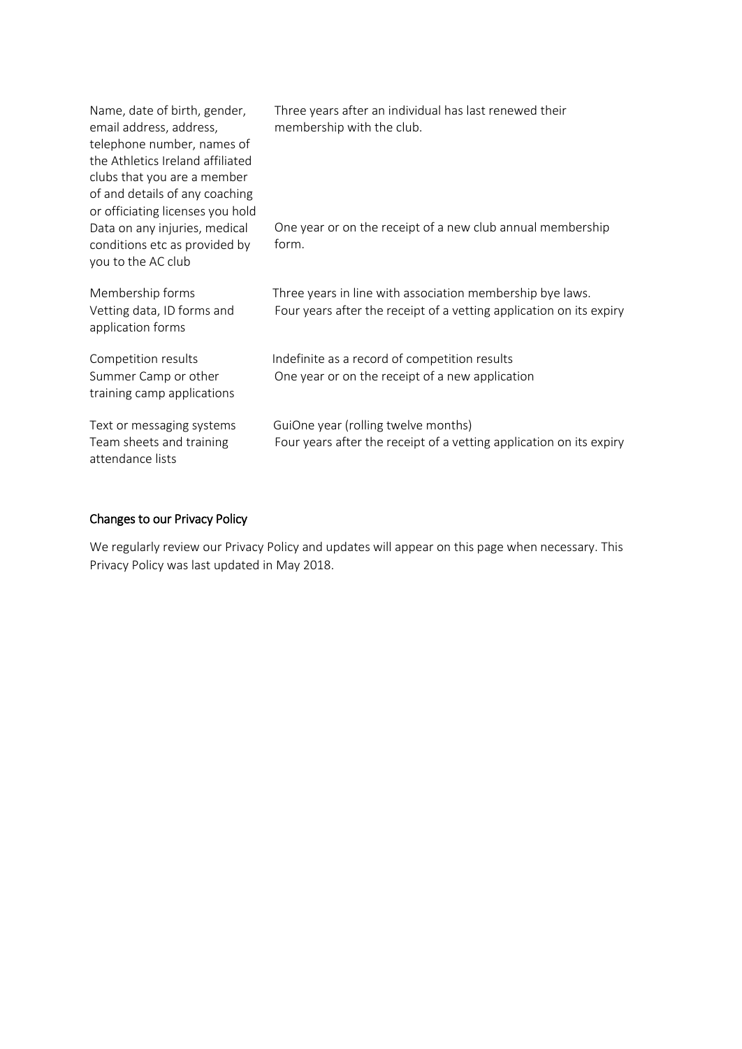| | |
|---|---|
| Name, date of birth, gender, email address, address, telephone number, names of the Athletics Ireland affiliated clubs that you are a member of and details of any coaching or officiating licenses you hold | Three years after an individual has last renewed their membership with the club. |
| Data on any injuries, medical conditions etc as provided by you to the AC club | One year or on the receipt of a new club annual membership form. |
| Membership forms | Three years in line with association membership bye laws. |
| Vetting data, ID forms and application forms | Four years after the receipt of a vetting application on its expiry |
| Competition results | Indefinite as a record of competition results |
| Summer Camp or other training camp applications | One year or on the receipt of a new application |
| Text or messaging systems | GuiOne year (rolling twelve months) |
| Team sheets and training attendance lists | Four years after the receipt of a vetting application on its expiry |

## Changes to our Privacy Policy

We regularly review our Privacy Policy and updates will appear on this page when necessary. This Privacy Policy was last updated in May 2018.